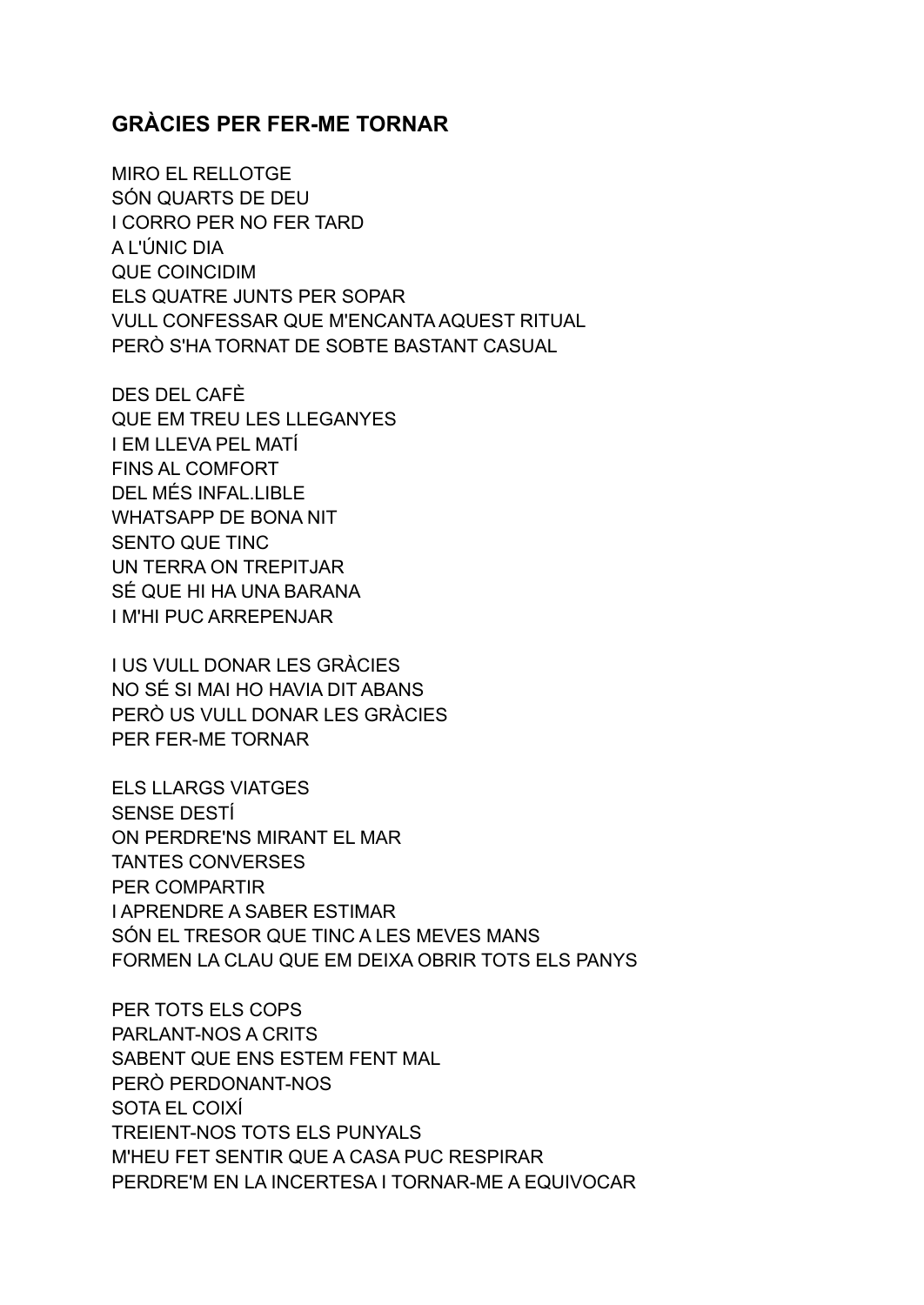## GRÀCIES PER FER-ME TORNAR

MIRO EL RELLOTGE  
SÓN QUARTS DE DEU  
I CORRO PER NO FER TARD  
A L'ÚNIC DIA  
QUE COINCIDIM  
ELS QUATRE JUNTS PER SOPAR  
VULL CONFESSAR QUE M'ENCANTA AQUEST RITUAL  
PERÒ S'HA TORNAT DE SOBTE BASTANT CASUAL

DES DEL CAFÈ  
QUE EM TREU LES LLEGANYES  
I EM LLEVA PEL MATÍ  
FINS AL COMFORT  
DEL MÉS INFAL.LIBLE  
WHATSAPP DE BONA NIT  
SENTO QUE TINC  
UN TERRA ON TREPITJAR  
SÉ QUE HI HA UNA BARANA  
I M'HI PUC ARREPENJAR

I US VULL DONAR LES GRÀCIES  
NO SÉ SI MAI HO HAVIA DIT ABANS  
PERÒ US VULL DONAR LES GRÀCIES  
PER FER-ME TORNAR

ELS LLARGS VIATGES  
SENSE DESTÍ  
ON PERDRE'NS MIRANT EL MAR  
TANTES CONVERSES  
PER COMPARTIR  
I APRENDRE A SABER ESTIMAR  
SÓN EL TRESOR QUE TINC A LES MEVES MANS  
FORMEN LA CLAU QUE EM DEIXA OBRIR TOTS ELS PANYS

PER TOTS ELS COPS  
PARLANT-NOS A CRITS  
SABENT QUE ENS ESTEM FENT MAL  
PERÒ PERDONANT-NOS  
SOTA EL COIXÍ  
TREIENT-NOS TOTS ELS PUNYALS  
M'HEU FET SENTIR QUE A CASA PUC RESPIRAR  
PERDRE'M EN LA INCERTESA I TORNAR-ME A EQUIVOCAR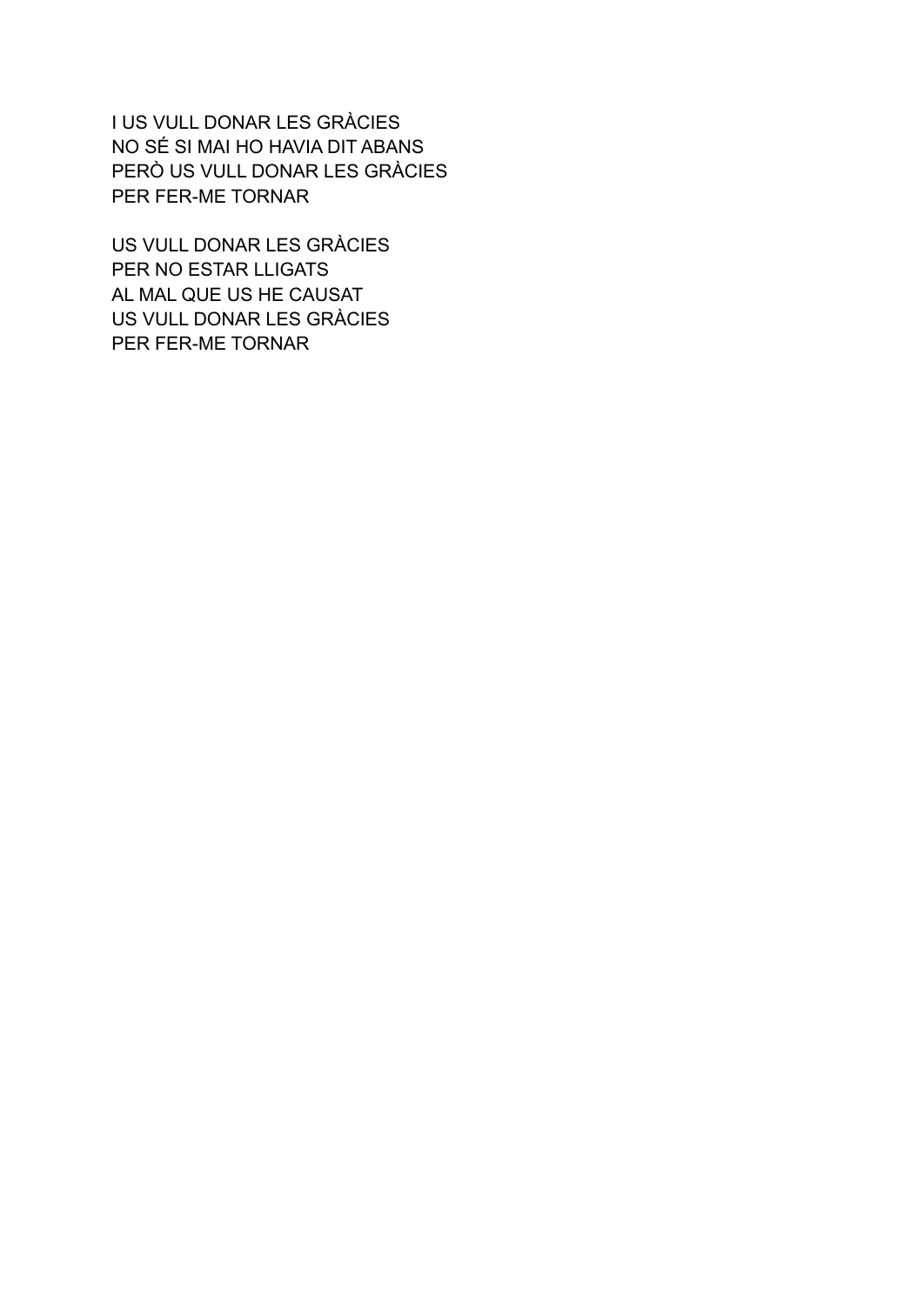I US VULL DONAR LES GRÀCIES
NO SÉ SI MAI HO HAVIA DIT ABANS
PERÒ US VULL DONAR LES GRÀCIES
PER FER-ME TORNAR

US VULL DONAR LES GRÀCIES
PER NO ESTAR LLIGATS
AL MAL QUE US HE CAUSAT
US VULL DONAR LES GRÀCIES
PER FER-ME TORNAR